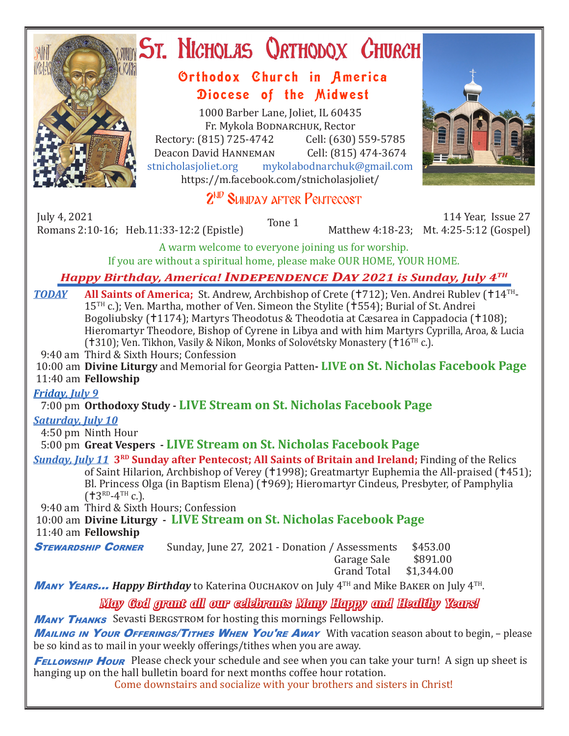# St. Nicholas Orthodox Church

## Orthodox Church in America
## Diocese of the Midwest

1000 Barber Lane, Joliet, IL 60435
Fr. Mykola Bodnarchuk, Rector
Rectory: (815) 725-4742 Cell: (630) 559-5785
Deacon David Hanneman Cell: (815) 474-3674
stnicholasjoliet.org mykolabodnarchuk@gmail.com
https://m.facebook.com/stnicholasjoliet/

## 2ND Sunday after Pentecost

July 4, 2021 — Tone 1 — 114 Year, Issue 27
Romans 2:10-16; Heb.11:33-12:2 (Epistle) — Matthew 4:18-23; Mt. 4:25-5:12 (Gospel)

A warm welcome to everyone joining us for worship.
If you are without a spiritual home, please make OUR HOME, YOUR HOME.

***Happy Birthday, America! INDEPENDENCE DAY 2021 is Sunday, July 4TH***

***TODAY*** **All Saints of America;** St. Andrew, Archbishop of Crete (✝712); Ven. Andrei Rublev (✝14TH-15TH c.); Ven. Martha, mother of Ven. Simeon the Stylite (✝554); Burial of St. Andrei Bogoliubsky (✝1174); Martyrs Theodotus & Theodotia at Cæsarea in Cappadocia (✝108); Hieromartyr Theodore, Bishop of Cyrene in Libya and with him Martyrs Cyprilla, Aroa, & Lucia (✝310); Ven. Tikhon, Vasily & Nikon, Monks of Solovétsky Monastery (✝16TH c.).

9:40 am Third & Sixth Hours; Confession
10:00 am **Divine Liturgy** and Memorial for Georgia Patten**- LIVE on St. Nicholas Facebook Page**
11:40 am **Fellowship**

***Friday, July 9***

7:00 pm **Orthodoxy Study - LIVE Stream on St. Nicholas Facebook Page**

***Saturday, July 10***

4:50 pm Ninth Hour
5:00 pm **Great Vespers - LIVE Stream on St. Nicholas Facebook Page**

***Sunday, July 11*** **3RD Sunday after Pentecost; All Saints of Britain and Ireland;** Finding of the Relics of Saint Hilarion, Archbishop of Verey (✝1998); Greatmartyr Euphemia the All-praised (✝451); Bl. Princess Olga (in Baptism Elena) (✝969); Hieromartyr Cindeus, Presbyter, of Pamphylia (✝3RD-4TH c.).

9:40 am Third & Sixth Hours; Confession
10:00 am **Divine Liturgy - LIVE Stream on St. Nicholas Facebook Page**
11:40 am **Fellowship**

***Stewardship Corner***

| | |
|---|---|
| Sunday, June 27, 2021 - Donation / Assessments | $453.00 |
| Garage Sale | $891.00 |
| Grand Total | $1,344.00 |

***Many Years...*** ***Happy Birthday*** to Katerina Ouchakov on July 4TH and Mike Baker on July 4TH.

***May God grant all our celebrants Many Happy and Healthy Years!***

***Many Thanks*** Sevasti Bergstrom for hosting this mornings Fellowship.

***Mailing in Your Offerings/Tithes When You're Away*** With vacation season about to begin, – please be so kind as to mail in your weekly offerings/tithes when you are away.

***Fellowship Hour*** Please check your schedule and see when you can take your turn! A sign up sheet is hanging up on the hall bulletin board for next months coffee hour rotation.

Come downstairs and socialize with your brothers and sisters in Christ!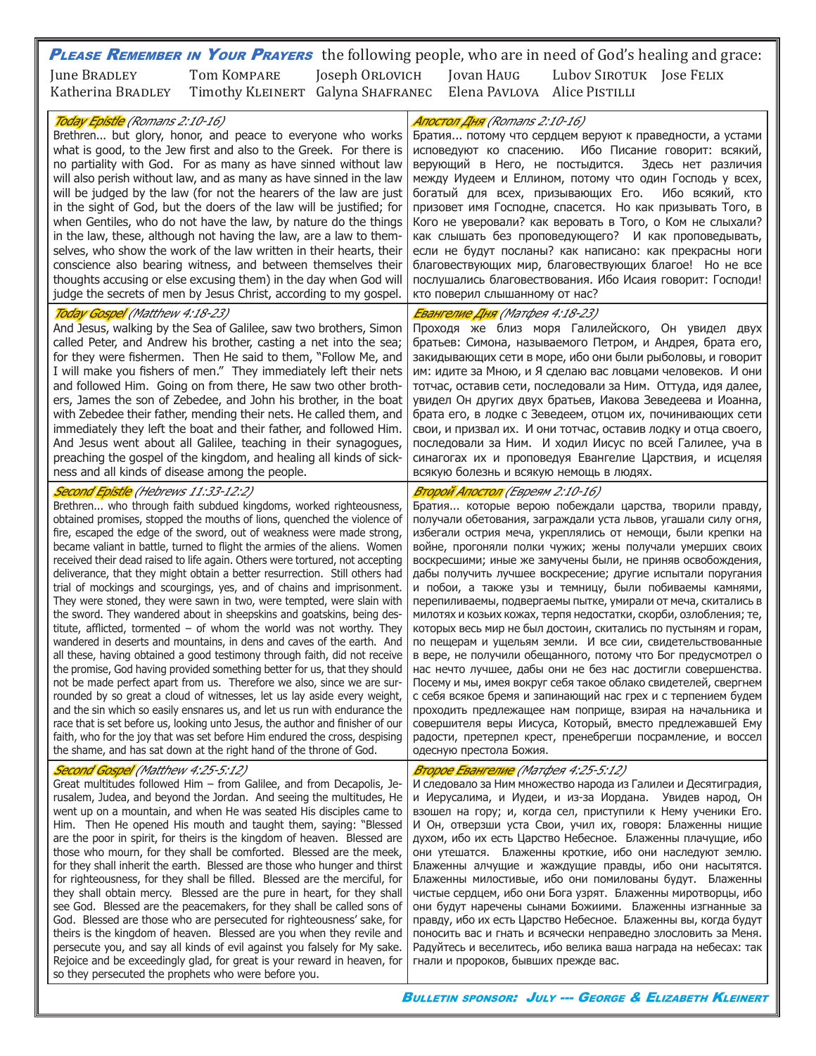**PLEASE REMEMBER IN YOUR PRAYERS** the following people, who are in need of God's healing and grace:

| | | | | | |
|---|---|---|---|---|---|
| June BRADLEY | Tom KOMPARE | Joseph ORLOVICH | Jovan HAUG | Lubov SIROTUK | Jose FELIX |
| Katherina BRADLEY | Timothy KLEINERT | Galyna SHAFRANEC | Elena PAVLOVA | Alice PISTILLI | |

***Today Epistle*** *(Romans 2:10-16)*

Brethren... but glory, honor, and peace to everyone who works what is good, to the Jew first and also to the Greek. For there is no partiality with God. For as many as have sinned without law will also perish without law, and as many as have sinned in the law will be judged by the law (for not the hearers of the law are just in the sight of God, but the doers of the law will be justified; for when Gentiles, who do not have the law, by nature do the things in the law, these, although not having the law, are a law to themselves, who show the work of the law written in their hearts, their conscience also bearing witness, and between themselves their thoughts accusing or else excusing them) in the day when God will judge the secrets of men by Jesus Christ, according to my gospel.

***Апостол Дня*** *(Romans 2:10-16)*

Братия... потому что сердцем веруют к праведности, а устами исповедуют ко спасению. Ибо Писание говорит: всякий, верующий в Него, не постыдится. Здесь нет различия между Иудеем и Еллином, потому что один Господь у всех, богатый для всех, призывающих Его. Ибо всякий, кто призовет имя Господне, спасется. Но как призывать Того, в Кого не уверовали? как веровать в Того, о Ком не слыхали? как слышать без проповедующего? И как проповедывать, если не будут посланы? как написано: как прекрасны ноги благовествующих мир, благовествующих благое! Но не все послушались благовествования. Ибо Исаия говорит: Господи! кто поверил слышанному от нас?

***Today Gospel*** *(Matthew 4:18-23)*

And Jesus, walking by the Sea of Galilee, saw two brothers, Simon called Peter, and Andrew his brother, casting a net into the sea; for they were fishermen. Then He said to them, "Follow Me, and I will make you fishers of men." They immediately left their nets and followed Him. Going on from there, He saw two other brothers, James the son of Zebedee, and John his brother, in the boat with Zebedee their father, mending their nets. He called them, and immediately they left the boat and their father, and followed Him. And Jesus went about all Galilee, teaching in their synagogues, preaching the gospel of the kingdom, and healing all kinds of sickness and all kinds of disease among the people.

***Евангелие Дня*** *(Матфея 4:18-23)*

Проходя же близ моря Галилейского, Он увидел двух братьев: Симона, называемого Петром, и Андрея, брата его, закидывающих сети в море, ибо они были рыболовы, и говорит им: идите за Мною, и Я сделаю вас ловцами человеков. И они тотчас, оставив сети, последовали за Ним. Оттуда, идя далее, увидел Он других двух братьев, Иакова Зеведеева и Иоанна, брата его, в лодке с Зеведеем, отцом их, починивающих сети свои, и призвал их. И они тотчас, оставив лодку и отца своего, последовали за Ним. И ходил Иисус по всей Галилее, уча в синагогах их и проповедуя Евангелие Царствия, и исцеляя всякую болезнь и всякую немощь в людях.

***Second Epistle*** *(Hebrews 11:33-12:2)*

Brethren... who through faith subdued kingdoms, worked righteousness, obtained promises, stopped the mouths of lions, quenched the violence of fire, escaped the edge of the sword, out of weakness were made strong, became valiant in battle, turned to flight the armies of the aliens. Women received their dead raised to life again. Others were tortured, not accepting deliverance, that they might obtain a better resurrection. Still others had trial of mockings and scourgings, yes, and of chains and imprisonment. They were stoned, they were sawn in two, were tempted, were slain with the sword. They wandered about in sheepskins and goatskins, being destitute, afflicted, tormented – of whom the world was not worthy. They wandered in deserts and mountains, in dens and caves of the earth. And all these, having obtained a good testimony through faith, did not receive the promise, God having provided something better for us, that they should not be made perfect apart from us. Therefore we also, since we are surrounded by so great a cloud of witnesses, let us lay aside every weight, and the sin which so easily ensnares us, and let us run with endurance the race that is set before us, looking unto Jesus, the author and finisher of our faith, who for the joy that was set before Him endured the cross, despising the shame, and has sat down at the right hand of the throne of God.

***Второй Апостол*** *(Евреям 2:10-16)*

Братия... которые верою побеждали царства, творили правду, получали обетования, заграждали уста львов, угашали силу огня, избегали острия меча, укреплялись от немощи, были крепки на войне, прогоняли полки чужих; жены получали умерших своих воскресшими; иные же замучены были, не приняв освобождения, дабы получить лучшее воскресение; другие испытали поругания и побои, а также узы и темницу, были побиваемы камнями, перепиливаемы, подвергаемы пытке, умирали от меча, скитались в милотях и козьих кожах, терпя недостатки, скорби, озлобления; те, которых весь мир не был достоин, скитались по пустыням и горам, по пещерам и ущельям земли. И все сии, свидетельствованные в вере, не получили обещанного, потому что Бог предусмотрел о нас нечто лучшее, дабы они не без нас достигли совершенства. Посему и мы, имея вокруг себя такое облако свидетелей, свергнем с себя всякое бремя и запинающий нас грех и с терпением будем проходить предлежащее нам поприще, взирая на начальника и совершителя веры Иисуса, Который, вместо предлежавшей Ему радости, претерпел крест, пренебрегши посрамление, и воссел одесную престола Божия.

***Second Gospel*** *(Matthew 4:25-5:12)*

Great multitudes followed Him – from Galilee, and from Decapolis, Jerusalem, Judea, and beyond the Jordan. And seeing the multitudes, He went up on a mountain, and when He was seated His disciples came to Him. Then He opened His mouth and taught them, saying: "Blessed are the poor in spirit, for theirs is the kingdom of heaven. Blessed are those who mourn, for they shall be comforted. Blessed are the meek, for they shall inherit the earth. Blessed are those who hunger and thirst for righteousness, for they shall be filled. Blessed are the merciful, for they shall obtain mercy. Blessed are the pure in heart, for they shall see God. Blessed are the peacemakers, for they shall be called sons of God. Blessed are those who are persecuted for righteousness' sake, for theirs is the kingdom of heaven. Blessed are you when they revile and persecute you, and say all kinds of evil against you falsely for My sake. Rejoice and be exceedingly glad, for great is your reward in heaven, for so they persecuted the prophets who were before you.

***Второе Евангелие*** *(Матфея 4:25-5:12)*

И следовало за Ним множество народа из Галилеи и Десятиградия, и Иерусалима, и Иудеи, и из-за Иордана. Увидев народ, Он взошел на гору; и, когда сел, приступили к Нему ученики Его. И Он, отверзши уста Свои, учил их, говоря: Блаженны нищие духом, ибо их есть Царство Небесное. Блаженны плачущие, ибо они утешатся. Блаженны кроткие, ибо они наследуют землю. Блаженны алчущие и жаждущие правды, ибо они насытятся. Блаженны милостивые, ибо они помилованы будут. Блаженны чистые сердцем, ибо они Бога узрят. Блаженны миротворцы, ибо они будут наречены сынами Божиими. Блаженны изгнанные за правду, ибо их есть Царство Небесное. Блаженны вы, когда будут поносить вас и гнать и всячески неправедно злословить за Меня. Радуйтесь и веселитесь, ибо велика ваша награда на небесах: так гнали и пророков, бывших прежде вас.

***BULLETIN SPONSOR: JULY --- GEORGE & ELIZABETH KLEINERT***